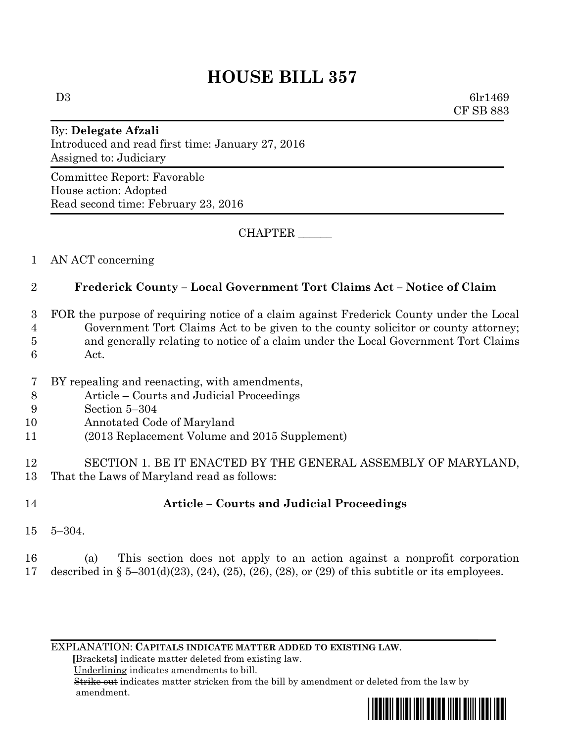# HOUSE BILL 357

D3 6lr1469
CF SB 883

By: **Delegate Afzali**
Introduced and read first time: January 27, 2016
Assigned to: Judiciary

Committee Report: Favorable
House action: Adopted
Read second time: February 23, 2016

CHAPTER ______

1 AN ACT concerning

2 **Frederick County – Local Government Tort Claims Act – Notice of Claim**

3 FOR the purpose of requiring notice of a claim against Frederick County under the Local
4 Government Tort Claims Act to be given to the county solicitor or county attorney;
5 and generally relating to notice of a claim under the Local Government Tort Claims
6 Act.

7 BY repealing and reenacting, with amendments,
8 Article – Courts and Judicial Proceedings
9 Section 5–304
10 Annotated Code of Maryland
11 (2013 Replacement Volume and 2015 Supplement)

12 SECTION 1. BE IT ENACTED BY THE GENERAL ASSEMBLY OF MARYLAND,
13 That the Laws of Maryland read as follows:

14 **Article – Courts and Judicial Proceedings**

15 5–304.

16 (a) This section does not apply to an action against a nonprofit corporation
17 described in § 5–301(d)(23), (24), (25), (26), (28), or (29) of this subtitle or its employees.

EXPLANATION: **CAPITALS INDICATE MATTER ADDED TO EXISTING LAW.**
**[**Brackets**]** indicate matter deleted from existing law.
Underlining indicates amendments to bill.
~~Strike out~~ indicates matter stricken from the bill by amendment or deleted from the law by amendment.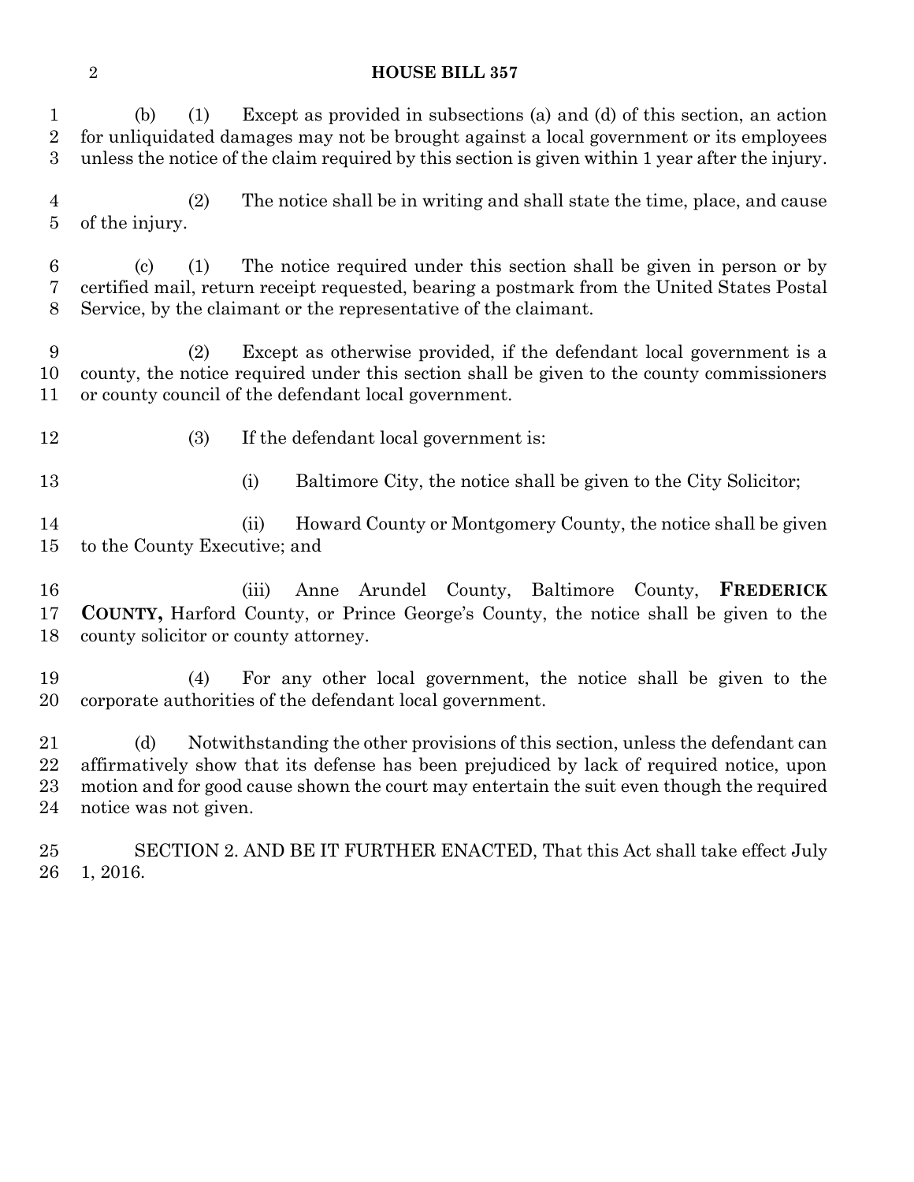(b) (1) Except as provided in subsections (a) and (d) of this section, an action for unliquidated damages may not be brought against a local government or its employees unless the notice of the claim required by this section is given within 1 year after the injury.

(2) The notice shall be in writing and shall state the time, place, and cause of the injury.

(c) (1) The notice required under this section shall be given in person or by certified mail, return receipt requested, bearing a postmark from the United States Postal Service, by the claimant or the representative of the claimant.

(2) Except as otherwise provided, if the defendant local government is a county, the notice required under this section shall be given to the county commissioners or county council of the defendant local government.

(3) If the defendant local government is:

(i) Baltimore City, the notice shall be given to the City Solicitor;

(ii) Howard County or Montgomery County, the notice shall be given to the County Executive; and

(iii) Anne Arundel County, Baltimore County, **FREDERICK COUNTY,** Harford County, or Prince George's County, the notice shall be given to the county solicitor or county attorney.

(4) For any other local government, the notice shall be given to the corporate authorities of the defendant local government.

(d) Notwithstanding the other provisions of this section, unless the defendant can affirmatively show that its defense has been prejudiced by lack of required notice, upon motion and for good cause shown the court may entertain the suit even though the required notice was not given.

SECTION 2. AND BE IT FURTHER ENACTED, That this Act shall take effect July 1, 2016.